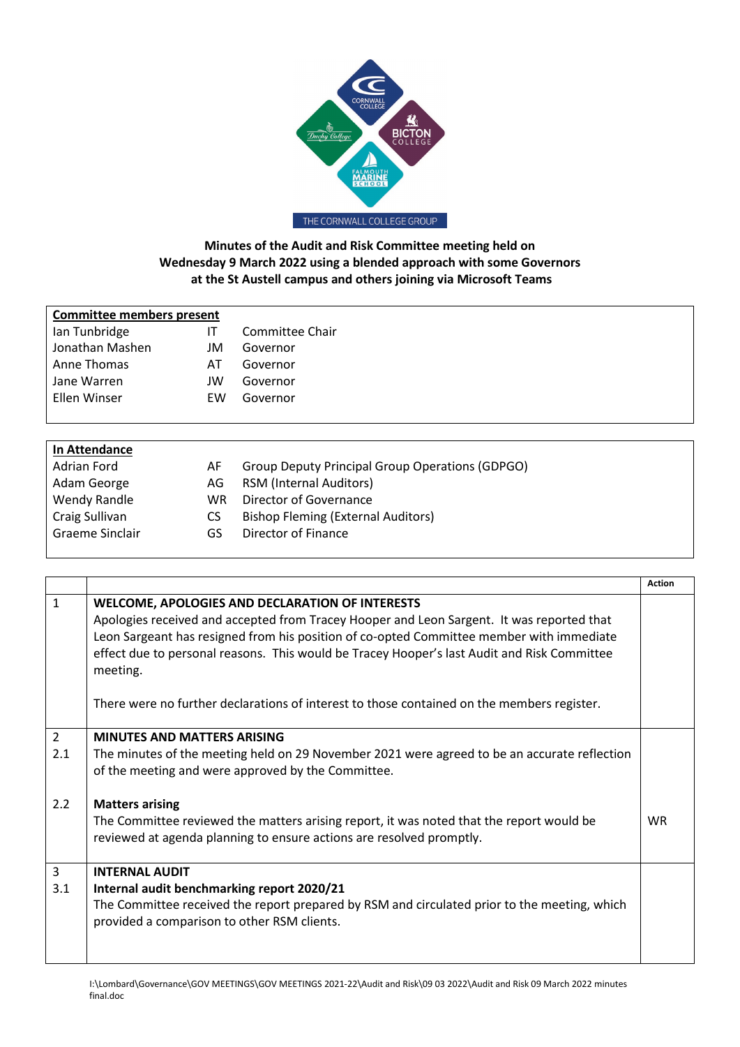**Minutes of the Audit and Risk Committee meeting held on Wednesday 9 March 2022 using a blended approach with some Governors at the St Austell campus and others joining via Microsoft Teams**

| Committee members present | | |
|---|---|---|
| Ian Tunbridge | IT | Committee Chair |
| Jonathan Mashen | JM | Governor |
| Anne Thomas | AT | Governor |
| Jane Warren | JW | Governor |
| Ellen Winser | EW | Governor |

| In Attendance | | |
|---|---|---|
| Adrian Ford | AF | Group Deputy Principal Group Operations (GDPGO) |
| Adam George | AG | RSM (Internal Auditors) |
| Wendy Randle | WR | Director of Governance |
| Craig Sullivan | CS | Bishop Fleming (External Auditors) |
| Graeme Sinclair | GS | Director of Finance |

| | | Action |
|---|---|---|
| 1 | **WELCOME, APOLOGIES AND DECLARATION OF INTERESTS**<br>Apologies received and accepted from Tracey Hooper and Leon Sargent. It was reported that Leon Sargeant has resigned from his position of co-opted Committee member with immediate effect due to personal reasons. This would be Tracey Hooper's last Audit and Risk Committee meeting.<br><br>There were no further declarations of interest to those contained on the members register. | |
| 2 | **MINUTES AND MATTERS ARISING** | |
| 2.1 | The minutes of the meeting held on 29 November 2021 were agreed to be an accurate reflection of the meeting and were approved by the Committee. | |
| 2.2 | **Matters arising**<br>The Committee reviewed the matters arising report, it was noted that the report would be reviewed at agenda planning to ensure actions are resolved promptly. | WR |
| 3 | **INTERNAL AUDIT** | |
| 3.1 | **Internal audit benchmarking report 2020/21**<br>The Committee received the report prepared by RSM and circulated prior to the meeting, which provided a comparison to other RSM clients. | |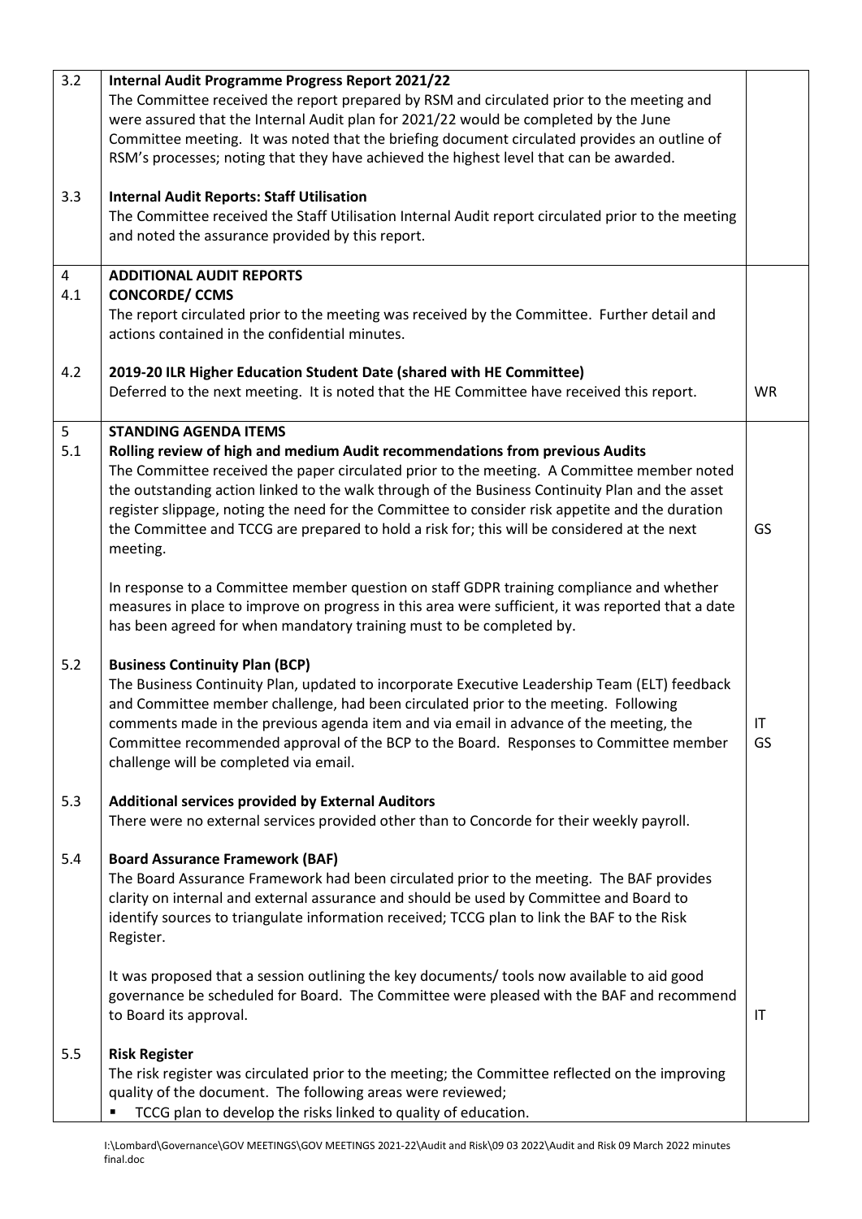| | | |
|---|---|---|
| 3.2 | **Internal Audit Programme Progress Report 2021/22**<br>The Committee received the report prepared by RSM and circulated prior to the meeting and were assured that the Internal Audit plan for 2021/22 would be completed by the June Committee meeting. It was noted that the briefing document circulated provides an outline of RSM's processes; noting that they have achieved the highest level that can be awarded. | |
| 3.3 | **Internal Audit Reports: Staff Utilisation**<br>The Committee received the Staff Utilisation Internal Audit report circulated prior to the meeting and noted the assurance provided by this report. | |
| 4<br>4.1 | **ADDITIONAL AUDIT REPORTS**<br>**CONCORDE/ CCMS**<br>The report circulated prior to the meeting was received by the Committee. Further detail and actions contained in the confidential minutes. | |
| 4.2 | **2019-20 ILR Higher Education Student Date (shared with HE Committee)**<br>Deferred to the next meeting. It is noted that the HE Committee have received this report. | WR |
| 5<br>5.1 | **STANDING AGENDA ITEMS**<br>**Rolling review of high and medium Audit recommendations from previous Audits**<br>The Committee received the paper circulated prior to the meeting. A Committee member noted the outstanding action linked to the walk through of the Business Continuity Plan and the asset register slippage, noting the need for the Committee to consider risk appetite and the duration the Committee and TCCG are prepared to hold a risk for; this will be considered at the next meeting.<br><br>In response to a Committee member question on staff GDPR training compliance and whether measures in place to improve on progress in this area were sufficient, it was reported that a date has been agreed for when mandatory training must to be completed by. | GS |
| 5.2 | **Business Continuity Plan (BCP)**<br>The Business Continuity Plan, updated to incorporate Executive Leadership Team (ELT) feedback and Committee member challenge, had been circulated prior to the meeting. Following comments made in the previous agenda item and via email in advance of the meeting, the Committee recommended approval of the BCP to the Board. Responses to Committee member challenge will be completed via email. | IT<br>GS |
| 5.3 | **Additional services provided by External Auditors**<br>There were no external services provided other than to Concorde for their weekly payroll. | |
| 5.4 | **Board Assurance Framework (BAF)**<br>The Board Assurance Framework had been circulated prior to the meeting. The BAF provides clarity on internal and external assurance and should be used by Committee and Board to identify sources to triangulate information received; TCCG plan to link the BAF to the Risk Register.<br><br>It was proposed that a session outlining the key documents/ tools now available to aid good governance be scheduled for Board. The Committee were pleased with the BAF and recommend to Board its approval. | IT |
| 5.5 | **Risk Register**<br>The risk register was circulated prior to the meeting; the Committee reflected on the improving quality of the document. The following areas were reviewed;<br>▪ TCCG plan to develop the risks linked to quality of education. | |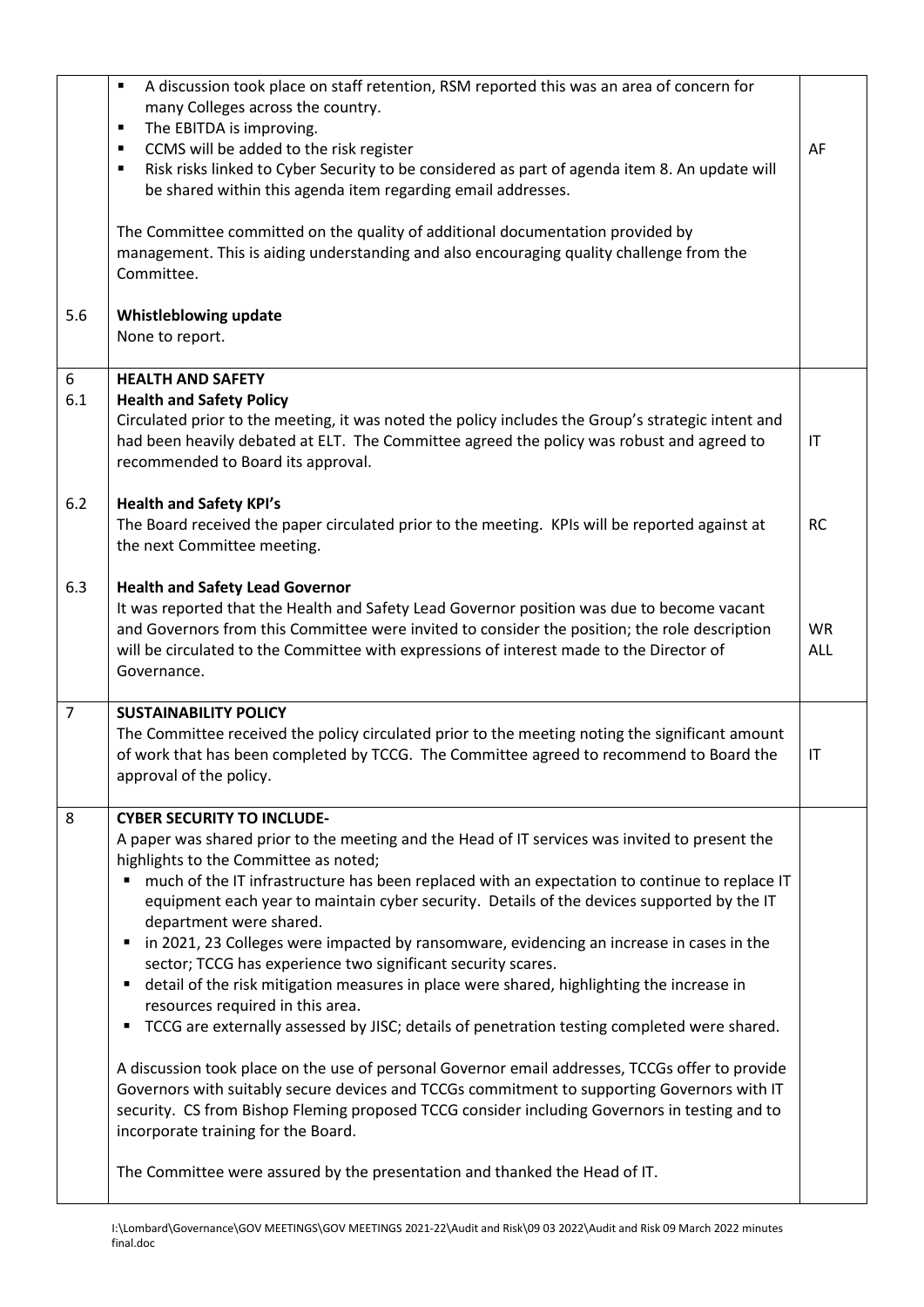| | | |
|---|---|---|
| | ▪ A discussion took place on staff retention, RSM reported this was an area of concern for many Colleges across the country.<br>▪ The EBITDA is improving.<br>▪ CCMS will be added to the risk register<br>▪ Risk risks linked to Cyber Security to be considered as part of agenda item 8. An update will be shared within this agenda item regarding email addresses.<br><br>The Committee committed on the quality of additional documentation provided by management. This is aiding understanding and also encouraging quality challenge from the Committee. | AF |
| 5.6 | **Whistleblowing update**<br>None to report. | |
| 6<br>6.1 | **HEALTH AND SAFETY**<br>**Health and Safety Policy**<br>Circulated prior to the meeting, it was noted the policy includes the Group's strategic intent and had been heavily debated at ELT. The Committee agreed the policy was robust and agreed to recommended to Board its approval. | IT |
| 6.2 | **Health and Safety KPI's**<br>The Board received the paper circulated prior to the meeting. KPIs will be reported against at the next Committee meeting. | RC |
| 6.3 | **Health and Safety Lead Governor**<br>It was reported that the Health and Safety Lead Governor position was due to become vacant and Governors from this Committee were invited to consider the position; the role description will be circulated to the Committee with expressions of interest made to the Director of Governance. | WR<br>ALL |
| 7 | **SUSTAINABILITY POLICY**<br>The Committee received the policy circulated prior to the meeting noting the significant amount of work that has been completed by TCCG. The Committee agreed to recommend to Board the approval of the policy. | IT |
| 8 | **CYBER SECURITY TO INCLUDE-**<br>A paper was shared prior to the meeting and the Head of IT services was invited to present the highlights to the Committee as noted;<br>▪ much of the IT infrastructure has been replaced with an expectation to continue to replace IT equipment each year to maintain cyber security. Details of the devices supported by the IT department were shared.<br>▪ in 2021, 23 Colleges were impacted by ransomware, evidencing an increase in cases in the sector; TCCG has experience two significant security scares.<br>▪ detail of the risk mitigation measures in place were shared, highlighting the increase in resources required in this area.<br>▪ TCCG are externally assessed by JISC; details of penetration testing completed were shared.<br><br>A discussion took place on the use of personal Governor email addresses, TCCGs offer to provide Governors with suitably secure devices and TCCGs commitment to supporting Governors with IT security. CS from Bishop Fleming proposed TCCG consider including Governors in testing and to incorporate training for the Board.<br><br>The Committee were assured by the presentation and thanked the Head of IT. | |

I:\Lombard\Governance\GOV MEETINGS\GOV MEETINGS 2021-22\Audit and Risk\09 03 2022\Audit and Risk 09 March 2022 minutes final.doc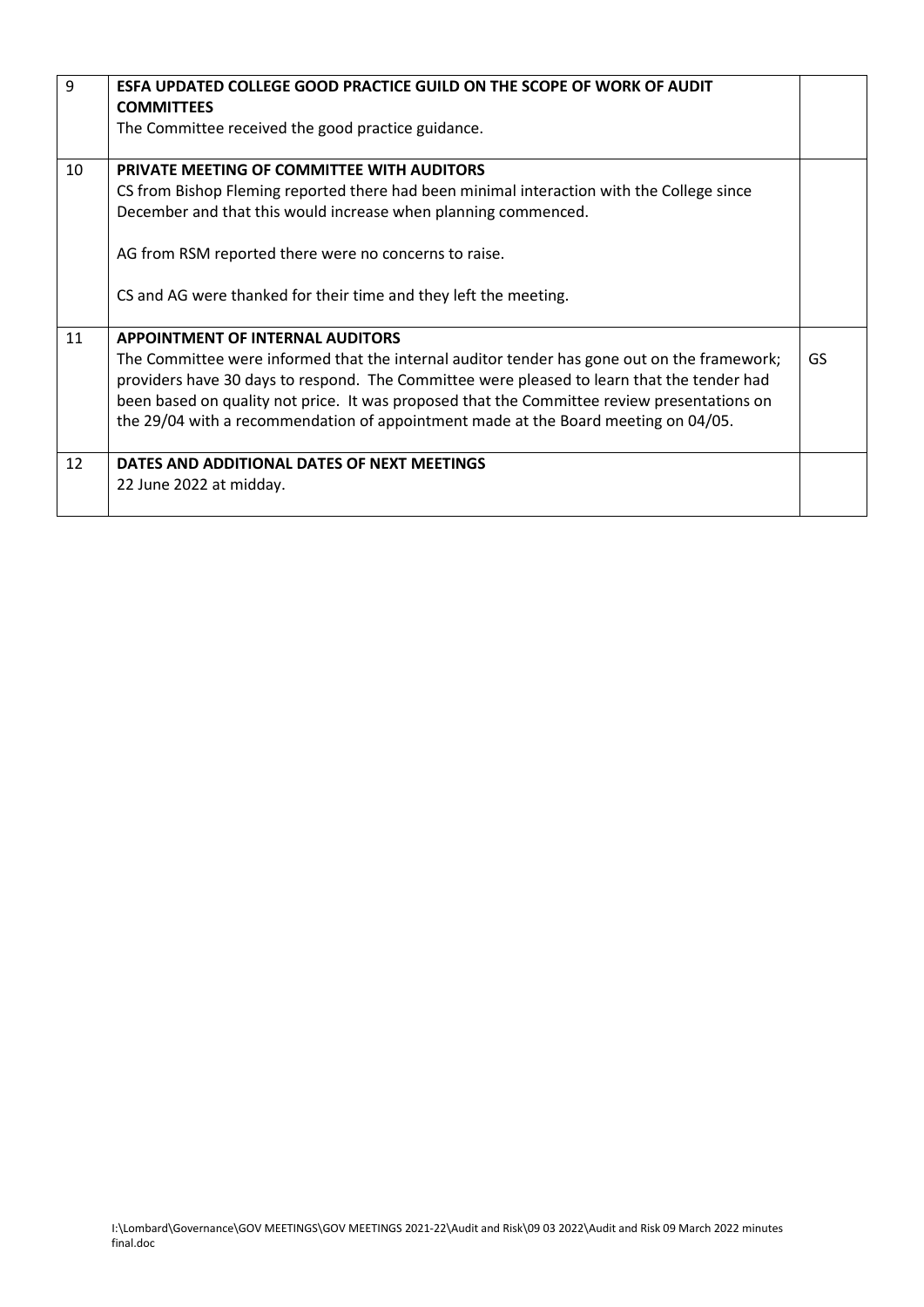| | | |
|---|---|---|
| 9 | **ESFA UPDATED COLLEGE GOOD PRACTICE GUILD ON THE SCOPE OF WORK OF AUDIT COMMITTEES**<br>The Committee received the good practice guidance. | |
| 10 | **PRIVATE MEETING OF COMMITTEE WITH AUDITORS**<br>CS from Bishop Fleming reported there had been minimal interaction with the College since December and that this would increase when planning commenced.<br><br>AG from RSM reported there were no concerns to raise.<br><br>CS and AG were thanked for their time and they left the meeting. | |
| 11 | **APPOINTMENT OF INTERNAL AUDITORS**<br>The Committee were informed that the internal auditor tender has gone out on the framework; providers have 30 days to respond. The Committee were pleased to learn that the tender had been based on quality not price. It was proposed that the Committee review presentations on the 29/04 with a recommendation of appointment made at the Board meeting on 04/05. | GS |
| 12 | **DATES AND ADDITIONAL DATES OF NEXT MEETINGS**<br>22 June 2022 at midday. | |

I:\Lombard\Governance\GOV MEETINGS\GOV MEETINGS 2021-22\Audit and Risk\09 03 2022\Audit and Risk 09 March 2022 minutes final.doc